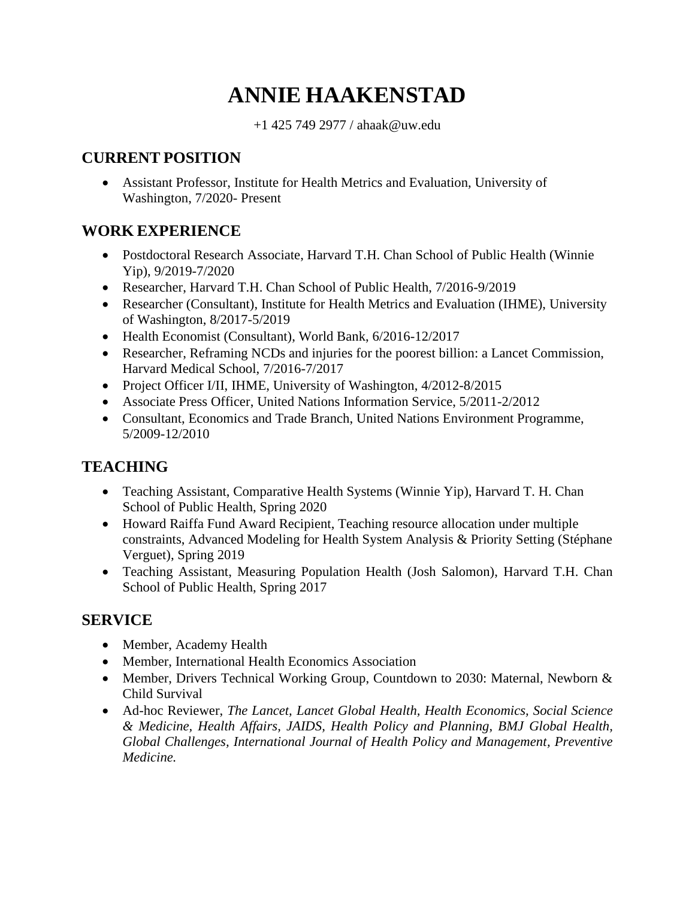# ANNIE HAAKENSTAD

+1 425 749 2977 / ahaak@uw.edu

## CURRENT POSITION

- Assistant Professor, Institute for Health Metrics and Evaluation, University of Washington, 7/2020- Present

## WORK EXPERIENCE

- Postdoctoral Research Associate, Harvard T.H. Chan School of Public Health (Winnie Yip), 9/2019-7/2020
- Researcher, Harvard T.H. Chan School of Public Health, 7/2016-9/2019
- Researcher (Consultant), Institute for Health Metrics and Evaluation (IHME), University of Washington, 8/2017-5/2019
- Health Economist (Consultant), World Bank, 6/2016-12/2017
- Researcher, Reframing NCDs and injuries for the poorest billion: a Lancet Commission, Harvard Medical School, 7/2016-7/2017
- Project Officer I/II, IHME, University of Washington, 4/2012-8/2015
- Associate Press Officer, United Nations Information Service, 5/2011-2/2012
- Consultant, Economics and Trade Branch, United Nations Environment Programme, 5/2009-12/2010

## TEACHING

- Teaching Assistant, Comparative Health Systems (Winnie Yip), Harvard T. H. Chan School of Public Health, Spring 2020
- Howard Raiffa Fund Award Recipient, Teaching resource allocation under multiple constraints, Advanced Modeling for Health System Analysis & Priority Setting (Stéphane Verguet), Spring 2019
- Teaching Assistant, Measuring Population Health (Josh Salomon), Harvard T.H. Chan School of Public Health, Spring 2017

## SERVICE

- Member, Academy Health
- Member, International Health Economics Association
- Member, Drivers Technical Working Group, Countdown to 2030: Maternal, Newborn & Child Survival
- Ad-hoc Reviewer, *The Lancet, Lancet Global Health, Health Economics, Social Science & Medicine, Health Affairs, JAIDS, Health Policy and Planning, BMJ Global Health, Global Challenges, International Journal of Health Policy and Management, Preventive Medicine.*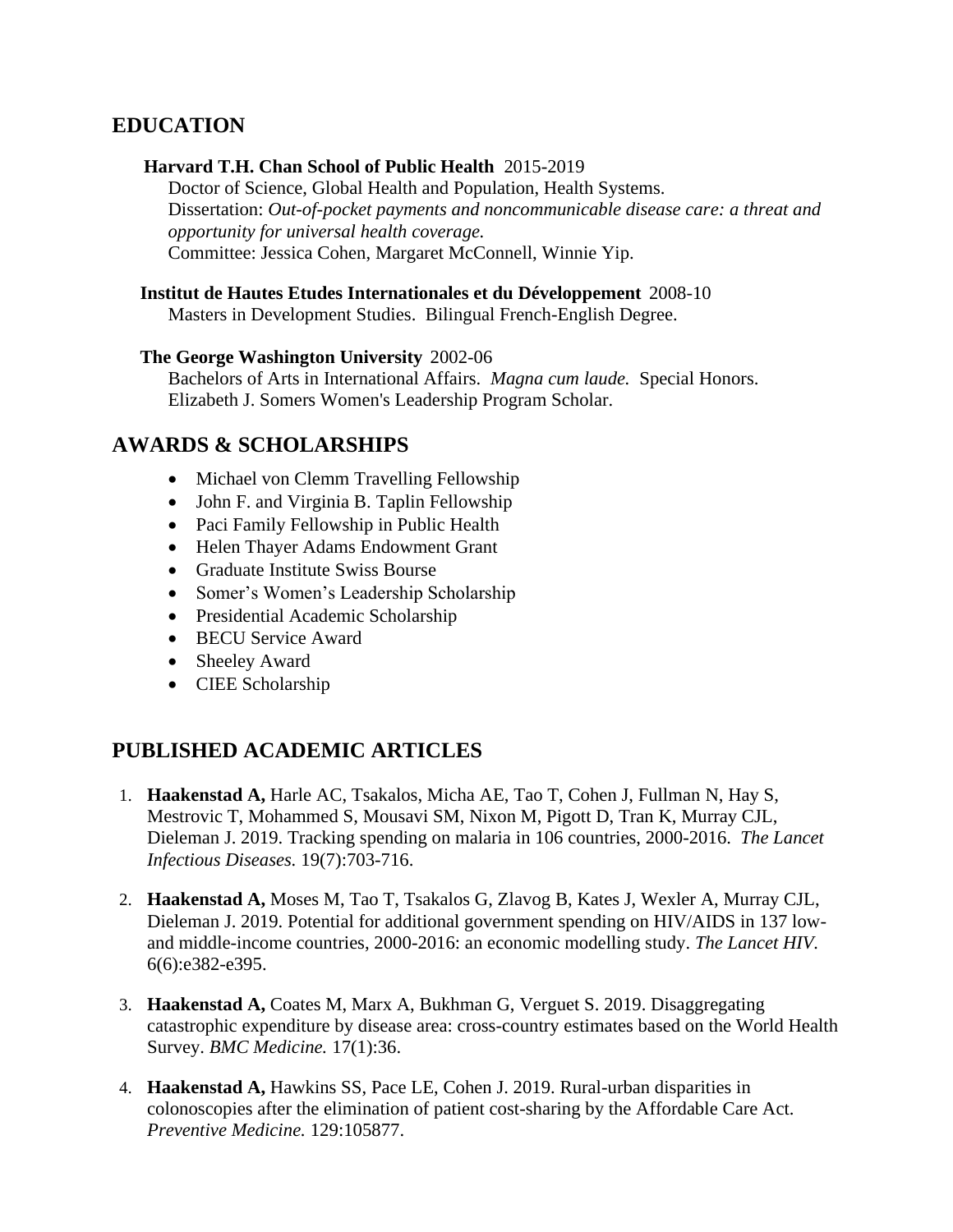## EDUCATION

**Harvard T.H. Chan School of Public Health** 2015-2019
Doctor of Science, Global Health and Population, Health Systems.
Dissertation: *Out-of-pocket payments and noncommunicable disease care: a threat and opportunity for universal health coverage.*
Committee: Jessica Cohen, Margaret McConnell, Winnie Yip.

**Institut de Hautes Etudes Internationales et du Développement** 2008-10
Masters in Development Studies. Bilingual French-English Degree.

**The George Washington University** 2002-06
Bachelors of Arts in International Affairs. *Magna cum laude.* Special Honors.
Elizabeth J. Somers Women's Leadership Program Scholar.

## AWARDS & SCHOLARSHIPS

- Michael von Clemm Travelling Fellowship
- John F. and Virginia B. Taplin Fellowship
- Paci Family Fellowship in Public Health
- Helen Thayer Adams Endowment Grant
- Graduate Institute Swiss Bourse
- Somer's Women's Leadership Scholarship
- Presidential Academic Scholarship
- BECU Service Award
- Sheeley Award
- CIEE Scholarship

## PUBLISHED ACADEMIC ARTICLES

1. **Haakenstad A,** Harle AC, Tsakalos, Micha AE, Tao T, Cohen J, Fullman N, Hay S, Mestrovic T, Mohammed S, Mousavi SM, Nixon M, Pigott D, Tran K, Murray CJL, Dieleman J. 2019. Tracking spending on malaria in 106 countries, 2000-2016. *The Lancet Infectious Diseases.* 19(7):703-716.

2. **Haakenstad A,** Moses M, Tao T, Tsakalos G, Zlavog B, Kates J, Wexler A, Murray CJL, Dieleman J. 2019. Potential for additional government spending on HIV/AIDS in 137 low-and middle-income countries, 2000-2016: an economic modelling study. *The Lancet HIV.* 6(6):e382-e395.

3. **Haakenstad A,** Coates M, Marx A, Bukhman G, Verguet S. 2019. Disaggregating catastrophic expenditure by disease area: cross-country estimates based on the World Health Survey. *BMC Medicine.* 17(1):36.

4. **Haakenstad A,** Hawkins SS, Pace LE, Cohen J. 2019. Rural-urban disparities in colonoscopies after the elimination of patient cost-sharing by the Affordable Care Act. *Preventive Medicine.* 129:105877.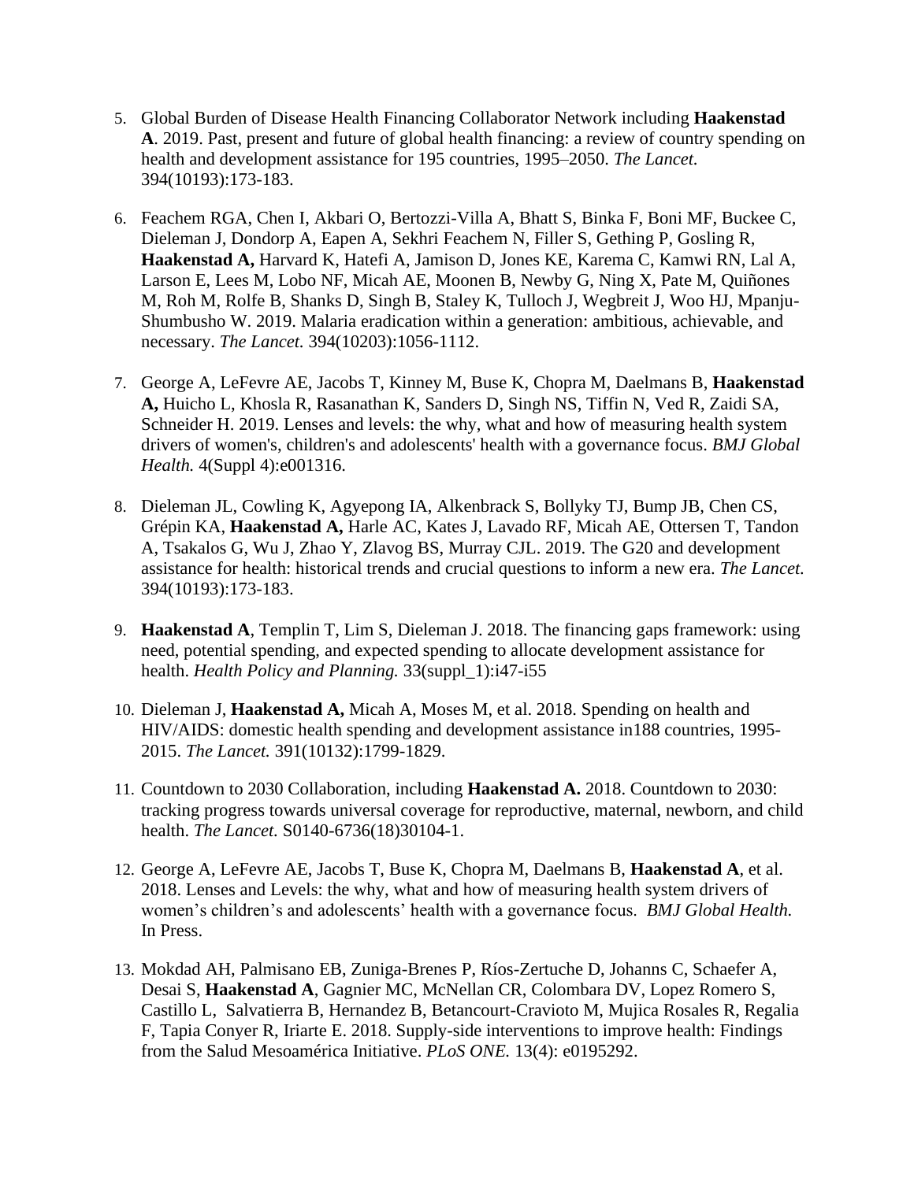5. Global Burden of Disease Health Financing Collaborator Network including **Haakenstad A**. 2019. Past, present and future of global health financing: a review of country spending on health and development assistance for 195 countries, 1995–2050. *The Lancet.* 394(10193):173-183.

6. Feachem RGA, Chen I, Akbari O, Bertozzi-Villa A, Bhatt S, Binka F, Boni MF, Buckee C, Dieleman J, Dondorp A, Eapen A, Sekhri Feachem N, Filler S, Gething P, Gosling R, **Haakenstad A,** Harvard K, Hatefi A, Jamison D, Jones KE, Karema C, Kamwi RN, Lal A, Larson E, Lees M, Lobo NF, Micah AE, Moonen B, Newby G, Ning X, Pate M, Quiñones M, Roh M, Rolfe B, Shanks D, Singh B, Staley K, Tulloch J, Wegbreit J, Woo HJ, Mpanju-Shumbusho W. 2019. Malaria eradication within a generation: ambitious, achievable, and necessary. *The Lancet.* 394(10203):1056-1112.

7. George A, LeFevre AE, Jacobs T, Kinney M, Buse K, Chopra M, Daelmans B, **Haakenstad A,** Huicho L, Khosla R, Rasanathan K, Sanders D, Singh NS, Tiffin N, Ved R, Zaidi SA, Schneider H. 2019. Lenses and levels: the why, what and how of measuring health system drivers of women's, children's and adolescents' health with a governance focus. *BMJ Global Health.* 4(Suppl 4):e001316.

8. Dieleman JL, Cowling K, Agyepong IA, Alkenbrack S, Bollyky TJ, Bump JB, Chen CS, Grépin KA, **Haakenstad A,** Harle AC, Kates J, Lavado RF, Micah AE, Ottersen T, Tandon A, Tsakalos G, Wu J, Zhao Y, Zlavog BS, Murray CJL. 2019. The G20 and development assistance for health: historical trends and crucial questions to inform a new era. *The Lancet.* 394(10193):173-183.

9. **Haakenstad A**, Templin T, Lim S, Dieleman J. 2018. The financing gaps framework: using need, potential spending, and expected spending to allocate development assistance for health. *Health Policy and Planning.* 33(suppl_1):i47-i55

10. Dieleman J, **Haakenstad A,** Micah A, Moses M, et al. 2018. Spending on health and HIV/AIDS: domestic health spending and development assistance in188 countries, 1995-2015. *The Lancet.* 391(10132):1799-1829.

11. Countdown to 2030 Collaboration, including **Haakenstad A.** 2018. Countdown to 2030: tracking progress towards universal coverage for reproductive, maternal, newborn, and child health. *The Lancet.* S0140-6736(18)30104-1.

12. George A, LeFevre AE, Jacobs T, Buse K, Chopra M, Daelmans B, **Haakenstad A**, et al. 2018. Lenses and Levels: the why, what and how of measuring health system drivers of women's children's and adolescents' health with a governance focus. *BMJ Global Health.* In Press.

13. Mokdad AH, Palmisano EB, Zuniga-Brenes P, Ríos-Zertuche D, Johanns C, Schaefer A, Desai S, **Haakenstad A**, Gagnier MC, McNellan CR, Colombara DV, Lopez Romero S, Castillo L, Salvatierra B, Hernandez B, Betancourt-Cravioto M, Mujica Rosales R, Regalia F, Tapia Conyer R, Iriarte E. 2018. Supply-side interventions to improve health: Findings from the Salud Mesoamérica Initiative. *PLoS ONE.* 13(4): e0195292.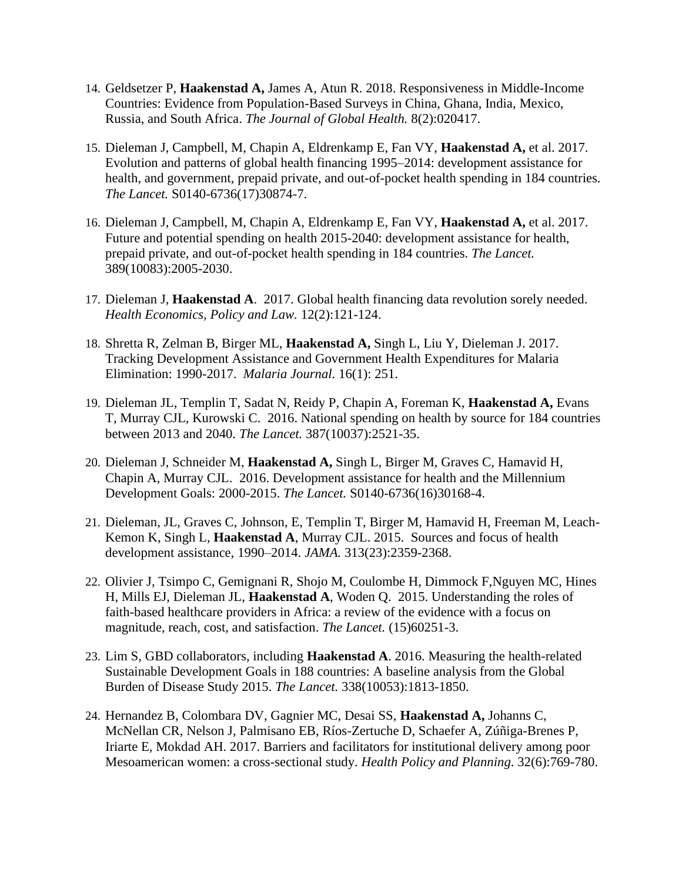14. Geldsetzer P, **Haakenstad A,** James A, Atun R. 2018. Responsiveness in Middle-Income Countries: Evidence from Population-Based Surveys in China, Ghana, India, Mexico, Russia, and South Africa. *The Journal of Global Health.* 8(2):020417.

15. Dieleman J, Campbell, M, Chapin A, Eldrenkamp E, Fan VY, **Haakenstad A,** et al. 2017. Evolution and patterns of global health financing 1995–2014: development assistance for health, and government, prepaid private, and out-of-pocket health spending in 184 countries. *The Lancet.* S0140-6736(17)30874-7.

16. Dieleman J, Campbell, M, Chapin A, Eldrenkamp E, Fan VY, **Haakenstad A,** et al. 2017. Future and potential spending on health 2015-2040: development assistance for health, prepaid private, and out-of-pocket health spending in 184 countries. *The Lancet.* 389(10083):2005-2030.

17. Dieleman J, **Haakenstad A**. 2017. Global health financing data revolution sorely needed. *Health Economics, Policy and Law.* 12(2):121-124.

18. Shretta R, Zelman B, Birger ML, **Haakenstad A,** Singh L, Liu Y, Dieleman J. 2017. Tracking Development Assistance and Government Health Expenditures for Malaria Elimination: 1990-2017. *Malaria Journal.* 16(1): 251.

19. Dieleman JL, Templin T, Sadat N, Reidy P, Chapin A, Foreman K, **Haakenstad A,** Evans T, Murray CJL, Kurowski C. 2016. National spending on health by source for 184 countries between 2013 and 2040. *The Lancet.* 387(10037):2521-35.

20. Dieleman J, Schneider M, **Haakenstad A,** Singh L, Birger M, Graves C, Hamavid H, Chapin A, Murray CJL. 2016. Development assistance for health and the Millennium Development Goals: 2000-2015. *The Lancet.* S0140-6736(16)30168-4.

21. Dieleman, JL, Graves C, Johnson, E, Templin T, Birger M, Hamavid H, Freeman M, Leach-Kemon K, Singh L, **Haakenstad A**, Murray CJL. 2015. Sources and focus of health development assistance, 1990–2014. *JAMA.* 313(23):2359-2368.

22. Olivier J, Tsimpo C, Gemignani R, Shojo M, Coulombe H, Dimmock F,Nguyen MC, Hines H, Mills EJ, Dieleman JL, **Haakenstad A**, Woden Q. 2015. Understanding the roles of faith-based healthcare providers in Africa: a review of the evidence with a focus on magnitude, reach, cost, and satisfaction. *The Lancet.* (15)60251-3.

23. Lim S, GBD collaborators, including **Haakenstad A**. 2016. Measuring the health-related Sustainable Development Goals in 188 countries: A baseline analysis from the Global Burden of Disease Study 2015. *The Lancet.* 338(10053):1813-1850.

24. Hernandez B, Colombara DV, Gagnier MC, Desai SS, **Haakenstad A,** Johanns C, McNellan CR, Nelson J, Palmisano EB, Ríos-Zertuche D, Schaefer A, Zúñiga-Brenes P, Iriarte E, Mokdad AH. 2017. Barriers and facilitators for institutional delivery among poor Mesoamerican women: a cross-sectional study. *Health Policy and Planning.* 32(6):769-780.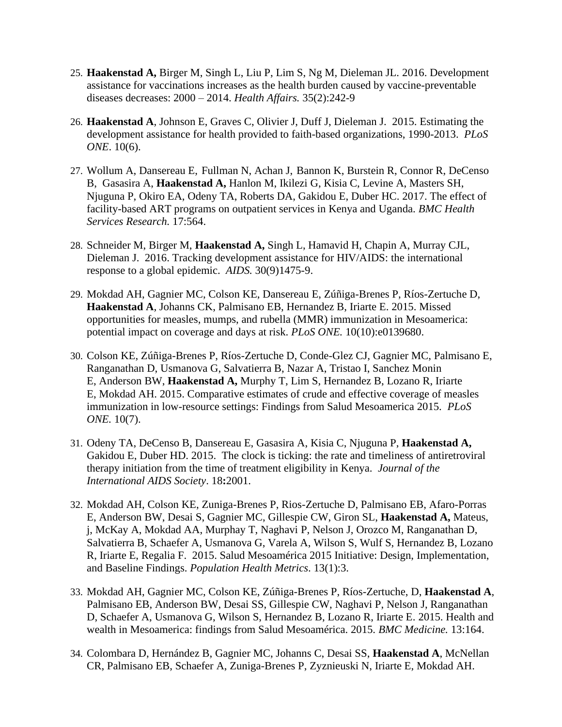25. **Haakenstad A,** Birger M, Singh L, Liu P, Lim S, Ng M, Dieleman JL. 2016. Development assistance for vaccinations increases as the health burden caused by vaccine-preventable diseases decreases: 2000 – 2014. *Health Affairs.* 35(2):242-9

26. **Haakenstad A**, Johnson E, Graves C, Olivier J, Duff J, Dieleman J. 2015. Estimating the development assistance for health provided to faith-based organizations, 1990-2013. *PLoS ONE*. 10(6).

27. Wollum A, Dansereau E, Fullman N, Achan J, Bannon K, Burstein R, Connor R, DeCenso B, Gasasira A, **Haakenstad A,** Hanlon M, Ikilezi G, Kisia C, Levine A, Masters SH, Njuguna P, Okiro EA, Odeny TA, Roberts DA, Gakidou E, Duber HC. 2017. The effect of facility-based ART programs on outpatient services in Kenya and Uganda. *BMC Health Services Research.* 17:564.

28. Schneider M, Birger M, **Haakenstad A,** Singh L, Hamavid H, Chapin A, Murray CJL, Dieleman J. 2016. Tracking development assistance for HIV/AIDS: the international response to a global epidemic. *AIDS.* 30(9)1475-9.

29. Mokdad AH, Gagnier MC, Colson KE, Dansereau E, Zúñiga-Brenes P, Ríos-Zertuche D, **Haakenstad A**, Johanns CK, Palmisano EB, Hernandez B, Iriarte E. 2015. Missed opportunities for measles, mumps, and rubella (MMR) immunization in Mesoamerica: potential impact on coverage and days at risk. *PLoS ONE.* 10(10):e0139680.

30. Colson KE, Zúñiga-Brenes P, Ríos-Zertuche D, Conde-Glez CJ, Gagnier MC, Palmisano E, Ranganathan D, Usmanova G, Salvatierra B, Nazar A, Tristao I, Sanchez Monin E, Anderson BW, **Haakenstad A,** Murphy T, Lim S, Hernandez B, Lozano R, Iriarte E, Mokdad AH. 2015. Comparative estimates of crude and effective coverage of measles immunization in low-resource settings: Findings from Salud Mesoamerica 2015. *PLoS ONE.* 10(7).

31. Odeny TA, DeCenso B, Dansereau E, Gasasira A, Kisia C, Njuguna P, **Haakenstad A,** Gakidou E, Duber HD. 2015. The clock is ticking: the rate and timeliness of antiretroviral therapy initiation from the time of treatment eligibility in Kenya. *Journal of the International AIDS Society*. 18**:**2001.

32. Mokdad AH, Colson KE, Zuniga-Brenes P, Rios-Zertuche D, Palmisano EB, Afaro-Porras E, Anderson BW, Desai S, Gagnier MC, Gillespie CW, Giron SL, **Haakenstad A,** Mateus, j, McKay A, Mokdad AA, Murphay T, Naghavi P, Nelson J, Orozco M, Ranganathan D, Salvatierra B, Schaefer A, Usmanova G, Varela A, Wilson S, Wulf S, Hernandez B, Lozano R, Iriarte E, Regalia F. 2015. Salud Mesoamérica 2015 Initiative: Design, Implementation, and Baseline Findings. *Population Health Metrics*. 13(1):3.

33. Mokdad AH, Gagnier MC, Colson KE, Zúñiga-Brenes P, Ríos-Zertuche, D, **Haakenstad A**, Palmisano EB, Anderson BW, Desai SS, Gillespie CW, Naghavi P, Nelson J, Ranganathan D, Schaefer A, Usmanova G, Wilson S, Hernandez B, Lozano R, Iriarte E. 2015. Health and wealth in Mesoamerica: findings from Salud Mesoamérica. 2015. *BMC Medicine.* 13:164.

34. Colombara D, Hernández B, Gagnier MC, Johanns C, Desai SS, **Haakenstad A**, McNellan CR, Palmisano EB, Schaefer A, Zuniga-Brenes P, Zyznieuski N, Iriarte E, Mokdad AH.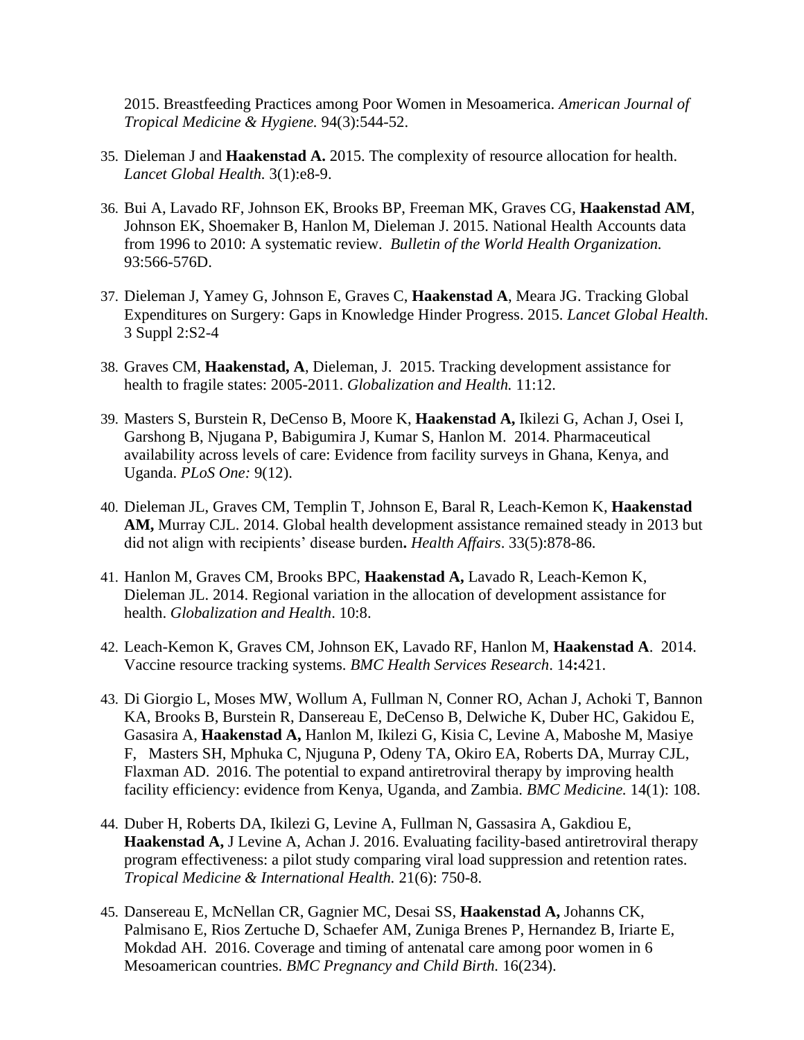2015. Breastfeeding Practices among Poor Women in Mesoamerica. *American Journal of Tropical Medicine & Hygiene.* 94(3):544-52.

35. Dieleman J and **Haakenstad A.** 2015. The complexity of resource allocation for health. *Lancet Global Health.* 3(1):e8-9.

36. Bui A, Lavado RF, Johnson EK, Brooks BP, Freeman MK, Graves CG, **Haakenstad AM**, Johnson EK, Shoemaker B, Hanlon M, Dieleman J. 2015. National Health Accounts data from 1996 to 2010: A systematic review. *Bulletin of the World Health Organization.* 93:566-576D.

37. Dieleman J, Yamey G, Johnson E, Graves C, **Haakenstad A**, Meara JG. Tracking Global Expenditures on Surgery: Gaps in Knowledge Hinder Progress. 2015. *Lancet Global Health.* 3 Suppl 2:S2-4

38. Graves CM, **Haakenstad, A**, Dieleman, J. 2015. Tracking development assistance for health to fragile states: 2005-2011. *Globalization and Health.* 11:12.

39. Masters S, Burstein R, DeCenso B, Moore K, **Haakenstad A,** Ikilezi G, Achan J, Osei I, Garshong B, Njugana P, Babigumira J, Kumar S, Hanlon M. 2014. Pharmaceutical availability across levels of care: Evidence from facility surveys in Ghana, Kenya, and Uganda. *PLoS One:* 9(12).

40. Dieleman JL, Graves CM, Templin T, Johnson E, Baral R, Leach-Kemon K, **Haakenstad AM,** Murray CJL. 2014. Global health development assistance remained steady in 2013 but did not align with recipients' disease burden**.** *Health Affairs*. 33(5):878-86.

41. Hanlon M, Graves CM, Brooks BPC, **Haakenstad A,** Lavado R, Leach-Kemon K, Dieleman JL. 2014. Regional variation in the allocation of development assistance for health. *Globalization and Health*. 10:8.

42. Leach-Kemon K, Graves CM, Johnson EK, Lavado RF, Hanlon M, **Haakenstad A**. 2014. Vaccine resource tracking systems. *BMC Health Services Research*. 14**:**421.

43. Di Giorgio L, Moses MW, Wollum A, Fullman N, Conner RO, Achan J, Achoki T, Bannon KA, Brooks B, Burstein R, Dansereau E, DeCenso B, Delwiche K, Duber HC, Gakidou E, Gasasira A, **Haakenstad A,** Hanlon M, Ikilezi G, Kisia C, Levine A, Maboshe M, Masiye F, Masters SH, Mphuka C, Njuguna P, Odeny TA, Okiro EA, Roberts DA, Murray CJL, Flaxman AD. 2016. The potential to expand antiretroviral therapy by improving health facility efficiency: evidence from Kenya, Uganda, and Zambia. *BMC Medicine.* 14(1): 108.

44. Duber H, Roberts DA, Ikilezi G, Levine A, Fullman N, Gassasira A, Gakdiou E, **Haakenstad A,** J Levine A, Achan J. 2016. Evaluating facility-based antiretroviral therapy program effectiveness: a pilot study comparing viral load suppression and retention rates. *Tropical Medicine & International Health.* 21(6): 750-8.

45. Dansereau E, McNellan CR, Gagnier MC, Desai SS, **Haakenstad A,** Johanns CK, Palmisano E, Rios Zertuche D, Schaefer AM, Zuniga Brenes P, Hernandez B, Iriarte E, Mokdad AH. 2016. Coverage and timing of antenatal care among poor women in 6 Mesoamerican countries. *BMC Pregnancy and Child Birth.* 16(234).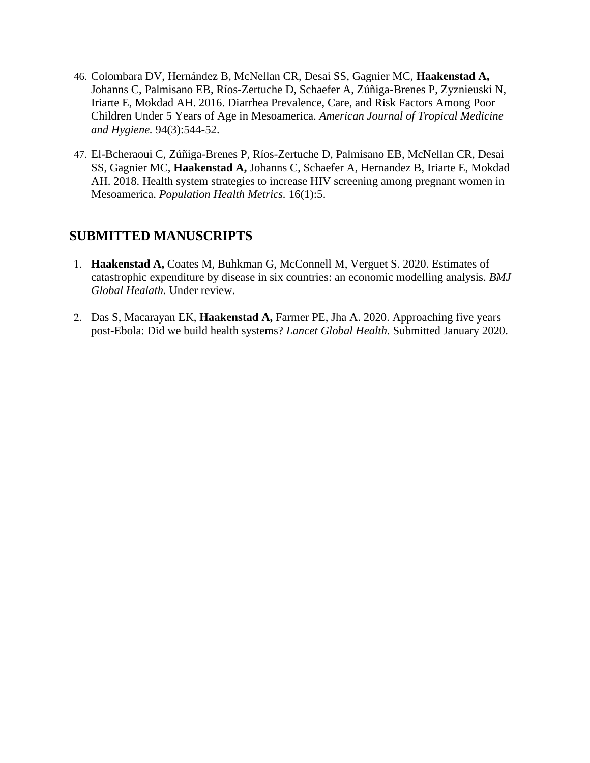46. Colombara DV, Hernández B, McNellan CR, Desai SS, Gagnier MC, **Haakenstad A,** Johanns C, Palmisano EB, Ríos-Zertuche D, Schaefer A, Zúñiga-Brenes P, Zyznieuski N, Iriarte E, Mokdad AH. 2016. Diarrhea Prevalence, Care, and Risk Factors Among Poor Children Under 5 Years of Age in Mesoamerica. *American Journal of Tropical Medicine and Hygiene.* 94(3):544-52.

47. El-Bcheraoui C, Zúñiga-Brenes P, Ríos-Zertuche D, Palmisano EB, McNellan CR, Desai SS, Gagnier MC, **Haakenstad A,** Johanns C, Schaefer A, Hernandez B, Iriarte E, Mokdad AH. 2018. Health system strategies to increase HIV screening among pregnant women in Mesoamerica. *Population Health Metrics.* 16(1):5.

## SUBMITTED MANUSCRIPTS

1. **Haakenstad A,** Coates M, Buhkman G, McConnell M, Verguet S. 2020. Estimates of catastrophic expenditure by disease in six countries: an economic modelling analysis. *BMJ Global Healath.* Under review.

2. Das S, Macarayan EK, **Haakenstad A,** Farmer PE, Jha A. 2020. Approaching five years post-Ebola: Did we build health systems? *Lancet Global Health.* Submitted January 2020.